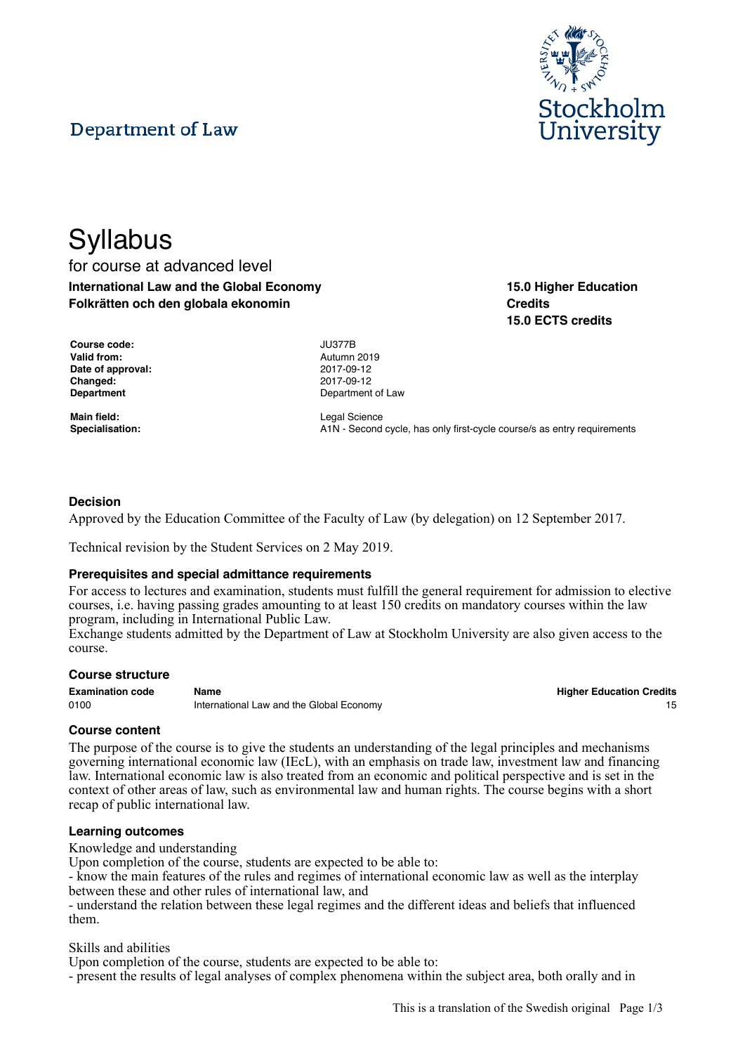Department of Law

# Syllabus

for course at advanced level

**International Law and the Global Economy**
**Folkrätten och den globala ekonomin**

**15.0 Higher Education Credits**
**15.0 ECTS credits**

| | |
|---|---|
| **Course code:** | JU377B |
| **Valid from:** | Autumn 2019 |
| **Date of approval:** | 2017-09-12 |
| **Changed:** | 2017-09-12 |
| **Department** | Department of Law |
| **Main field:** | Legal Science |
| **Specialisation:** | A1N - Second cycle, has only first-cycle course/s as entry requirements |

### Decision

Approved by the Education Committee of the Faculty of Law (by delegation) on 12 September 2017.

Technical revision by the Student Services on 2 May 2019.

### Prerequisites and special admittance requirements

For access to lectures and examination, students must fulfill the general requirement for admission to elective courses, i.e. having passing grades amounting to at least 150 credits on mandatory courses within the law program, including in International Public Law.
Exchange students admitted by the Department of Law at Stockholm University are also given access to the course.

### Course structure

| Examination code | Name | Higher Education Credits |
|---|---|---|
| 0100 | International Law and the Global Economy | 15 |

### Course content

The purpose of the course is to give the students an understanding of the legal principles and mechanisms governing international economic law (IEcL), with an emphasis on trade law, investment law and financing law. International economic law is also treated from an economic and political perspective and is set in the context of other areas of law, such as environmental law and human rights. The course begins with a short recap of public international law.

### Learning outcomes

Knowledge and understanding
Upon completion of the course, students are expected to be able to:
- know the main features of the rules and regimes of international economic law as well as the interplay between these and other rules of international law, and
- understand the relation between these legal regimes and the different ideas and beliefs that influenced them.

Skills and abilities
Upon completion of the course, students are expected to be able to:
- present the results of legal analyses of complex phenomena within the subject area, both orally and in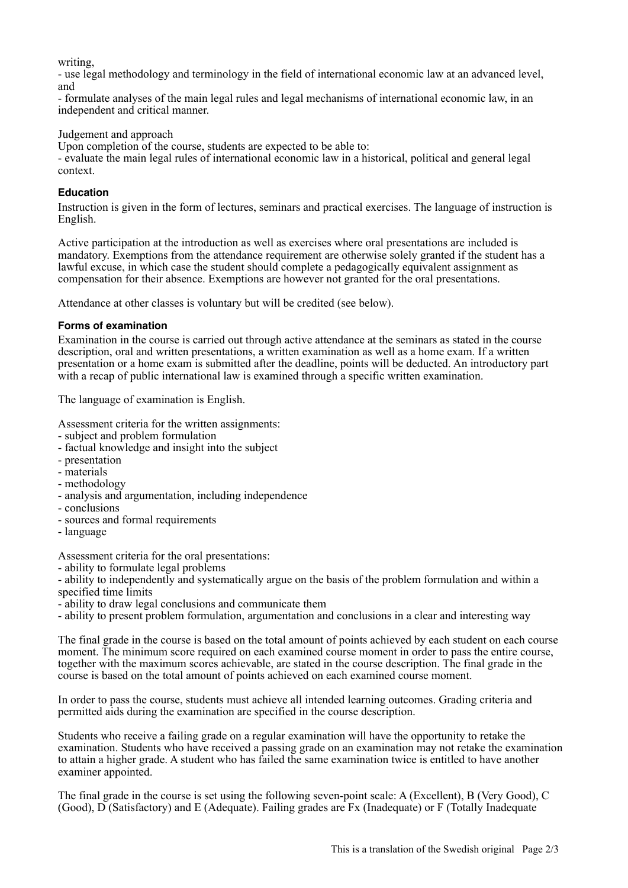writing,
- use legal methodology and terminology in the field of international economic law at an advanced level, and
- formulate analyses of the main legal rules and legal mechanisms of international economic law, in an independent and critical manner.

Judgement and approach
Upon completion of the course, students are expected to be able to:
- evaluate the main legal rules of international economic law in a historical, political and general legal context.

### Education

Instruction is given in the form of lectures, seminars and practical exercises. The language of instruction is English.

Active participation at the introduction as well as exercises where oral presentations are included is mandatory. Exemptions from the attendance requirement are otherwise solely granted if the student has a lawful excuse, in which case the student should complete a pedagogically equivalent assignment as compensation for their absence. Exemptions are however not granted for the oral presentations.

Attendance at other classes is voluntary but will be credited (see below).

### Forms of examination

Examination in the course is carried out through active attendance at the seminars as stated in the course description, oral and written presentations, a written examination as well as a home exam. If a written presentation or a home exam is submitted after the deadline, points will be deducted. An introductory part with a recap of public international law is examined through a specific written examination.

The language of examination is English.

Assessment criteria for the written assignments:
- subject and problem formulation
- factual knowledge and insight into the subject
- presentation
- materials
- methodology
- analysis and argumentation, including independence
- conclusions
- sources and formal requirements
- language

Assessment criteria for the oral presentations:
- ability to formulate legal problems
- ability to independently and systematically argue on the basis of the problem formulation and within a specified time limits
- ability to draw legal conclusions and communicate them
- ability to present problem formulation, argumentation and conclusions in a clear and interesting way

The final grade in the course is based on the total amount of points achieved by each student on each course moment. The minimum score required on each examined course moment in order to pass the entire course, together with the maximum scores achievable, are stated in the course description. The final grade in the course is based on the total amount of points achieved on each examined course moment.

In order to pass the course, students must achieve all intended learning outcomes. Grading criteria and permitted aids during the examination are specified in the course description.

Students who receive a failing grade on a regular examination will have the opportunity to retake the examination. Students who have received a passing grade on an examination may not retake the examination to attain a higher grade. A student who has failed the same examination twice is entitled to have another examiner appointed.

The final grade in the course is set using the following seven-point scale: A (Excellent), B (Very Good), C (Good), D (Satisfactory) and E (Adequate). Failing grades are Fx (Inadequate) or F (Totally Inadequate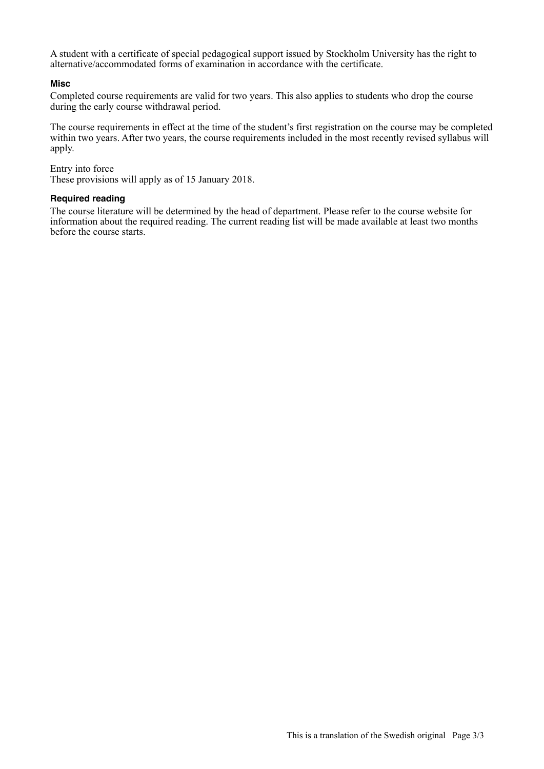A student with a certificate of special pedagogical support issued by Stockholm University has the right to alternative/accommodated forms of examination in accordance with the certificate.

### Misc

Completed course requirements are valid for two years. This also applies to students who drop the course during the early course withdrawal period.

The course requirements in effect at the time of the student's first registration on the course may be completed within two years. After two years, the course requirements included in the most recently revised syllabus will apply.

Entry into force
These provisions will apply as of 15 January 2018.

### Required reading

The course literature will be determined by the head of department. Please refer to the course website for information about the required reading. The current reading list will be made available at least two months before the course starts.